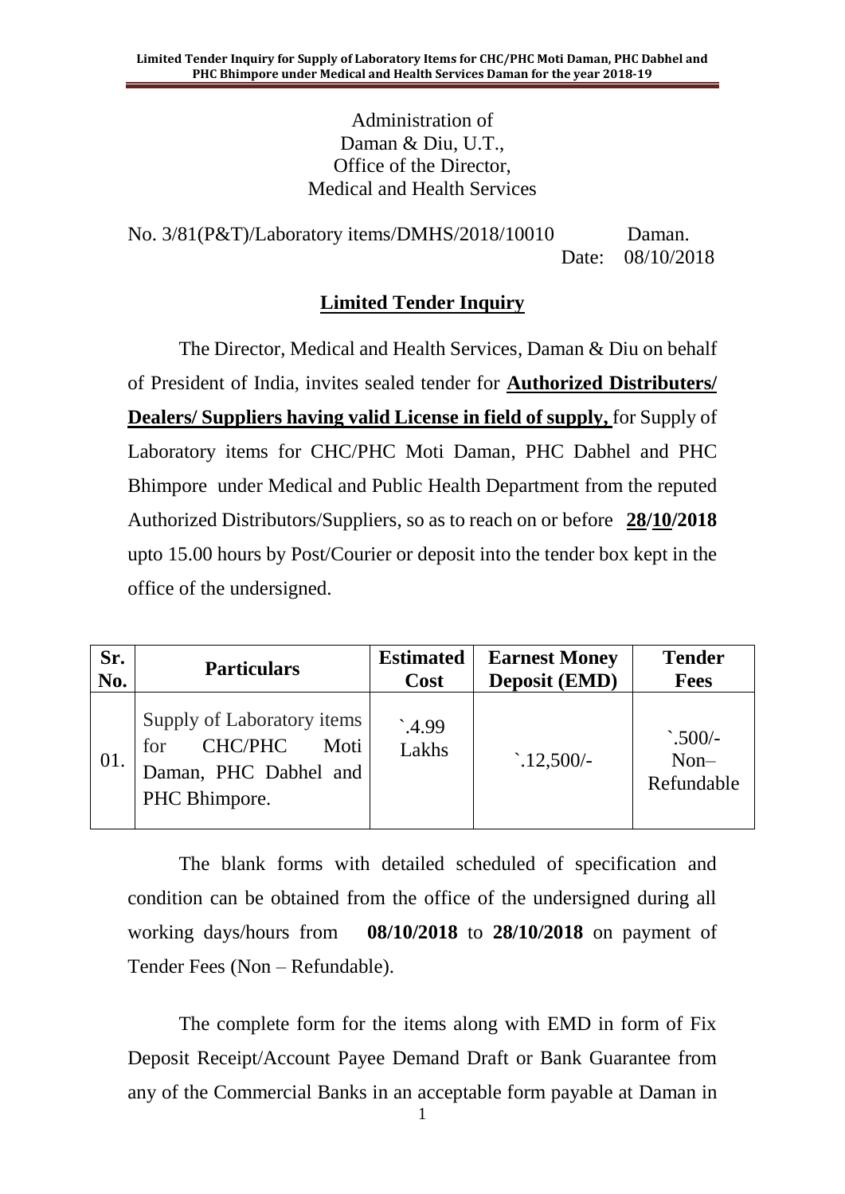Administration of
Daman & Diu, U.T.,
Office of the Director,
Medical and Health Services

No. 3/81(P&T)/Laboratory items/DMHS/2018/10010 Daman.
Date: 08/10/2018

## Limited Tender Inquiry

The Director, Medical and Health Services, Daman & Diu on behalf of President of India, invites sealed tender for **Authorized Distributers/ Dealers/ Suppliers having valid License in field of supply,** for Supply of Laboratory items for CHC/PHC Moti Daman, PHC Dabhel and PHC Bhimpore under Medical and Public Health Department from the reputed Authorized Distributors/Suppliers, so as to reach on or before **28/10/2018** upto 15.00 hours by Post/Courier or deposit into the tender box kept in the office of the undersigned.

| Sr. No. | Particulars | Estimated Cost | Earnest Money Deposit (EMD) | Tender Fees |
|---|---|---|---|---|
| 01. | Supply of Laboratory items for CHC/PHC Moti Daman, PHC Dabhel and PHC Bhimpore. | `.4.99 Lakhs | `.12,500/- | `.500/- Non– Refundable |

The blank forms with detailed scheduled of specification and condition can be obtained from the office of the undersigned during all working days/hours from **08/10/2018** to **28/10/2018** on payment of Tender Fees (Non – Refundable).

The complete form for the items along with EMD in form of Fix Deposit Receipt/Account Payee Demand Draft or Bank Guarantee from any of the Commercial Banks in an acceptable form payable at Daman in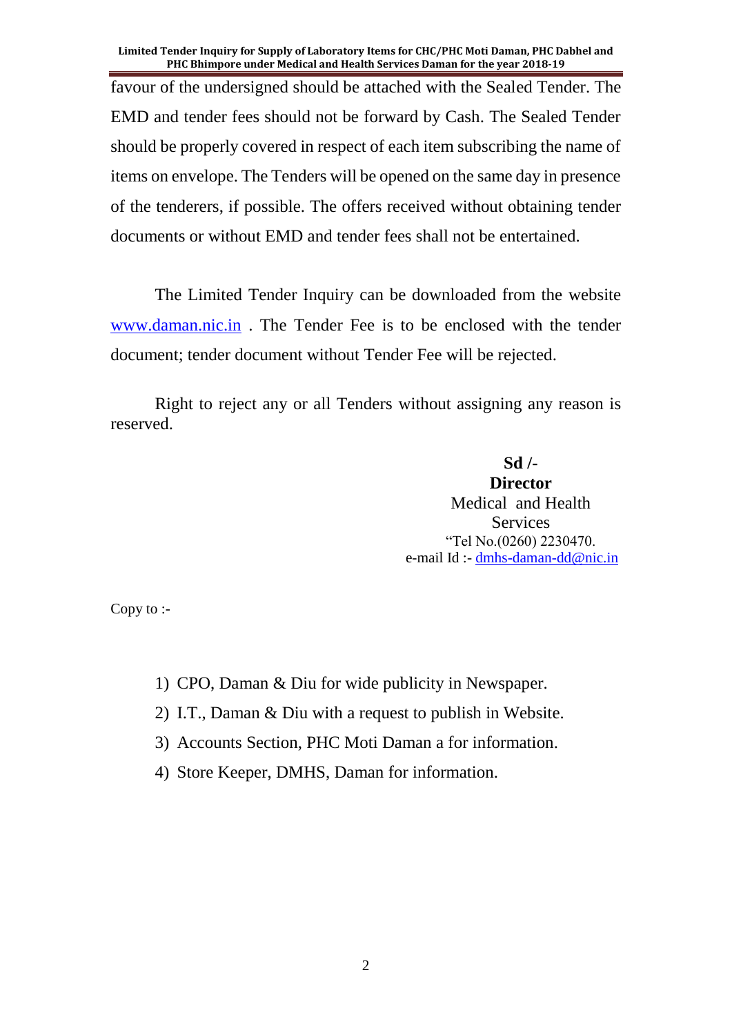favour of the undersigned should be attached with the Sealed Tender. The EMD and tender fees should not be forward by Cash. The Sealed Tender should be properly covered in respect of each item subscribing the name of items on envelope. The Tenders will be opened on the same day in presence of the tenderers, if possible. The offers received without obtaining tender documents or without EMD and tender fees shall not be entertained.

The Limited Tender Inquiry can be downloaded from the website www.daman.nic.in . The Tender Fee is to be enclosed with the tender document; tender document without Tender Fee will be rejected.

Right to reject any or all Tenders without assigning any reason is reserved.

**Sd /-**
**Director**
Medical and Health Services
"Tel No.(0260) 2230470.
e-mail Id :- dmhs-daman-dd@nic.in

Copy to :-

1) CPO, Daman & Diu for wide publicity in Newspaper.
2) I.T., Daman & Diu with a request to publish in Website.
3) Accounts Section, PHC Moti Daman a for information.
4) Store Keeper, DMHS, Daman for information.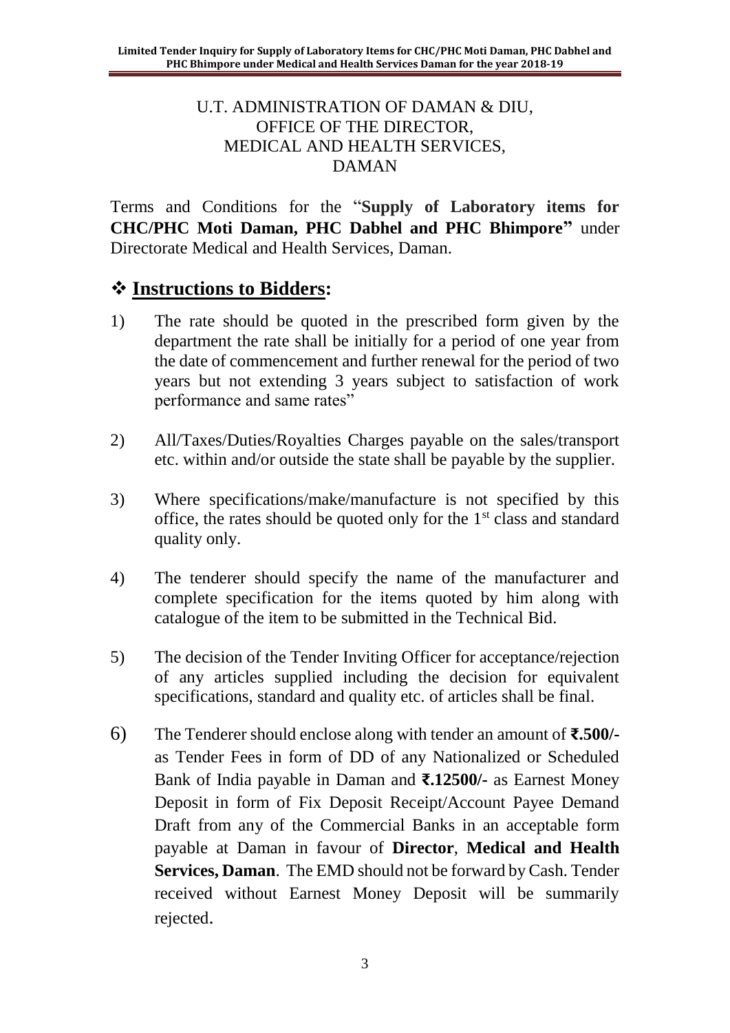U.T. ADMINISTRATION OF DAMAN & DIU,
OFFICE OF THE DIRECTOR,
MEDICAL AND HEALTH SERVICES,
DAMAN

Terms and Conditions for the "**Supply of Laboratory items for CHC/PHC Moti Daman, PHC Dabhel and PHC Bhimpore"** under Directorate Medical and Health Services, Daman.

## ❖ **Instructions to Bidders:**

1) The rate should be quoted in the prescribed form given by the department the rate shall be initially for a period of one year from the date of commencement and further renewal for the period of two years but not extending 3 years subject to satisfaction of work performance and same rates"

2) All/Taxes/Duties/Royalties Charges payable on the sales/transport etc. within and/or outside the state shall be payable by the supplier.

3) Where specifications/make/manufacture is not specified by this office, the rates should be quoted only for the 1st class and standard quality only.

4) The tenderer should specify the name of the manufacturer and complete specification for the items quoted by him along with catalogue of the item to be submitted in the Technical Bid.

5) The decision of the Tender Inviting Officer for acceptance/rejection of any articles supplied including the decision for equivalent specifications, standard and quality etc. of articles shall be final.

6) The Tenderer should enclose along with tender an amount of **₹.500/-** as Tender Fees in form of DD of any Nationalized or Scheduled Bank of India payable in Daman and **₹.12500/-** as Earnest Money Deposit in form of Fix Deposit Receipt/Account Payee Demand Draft from any of the Commercial Banks in an acceptable form payable at Daman in favour of **Director**, **Medical and Health Services, Daman**. The EMD should not be forward by Cash. Tender received without Earnest Money Deposit will be summarily rejected.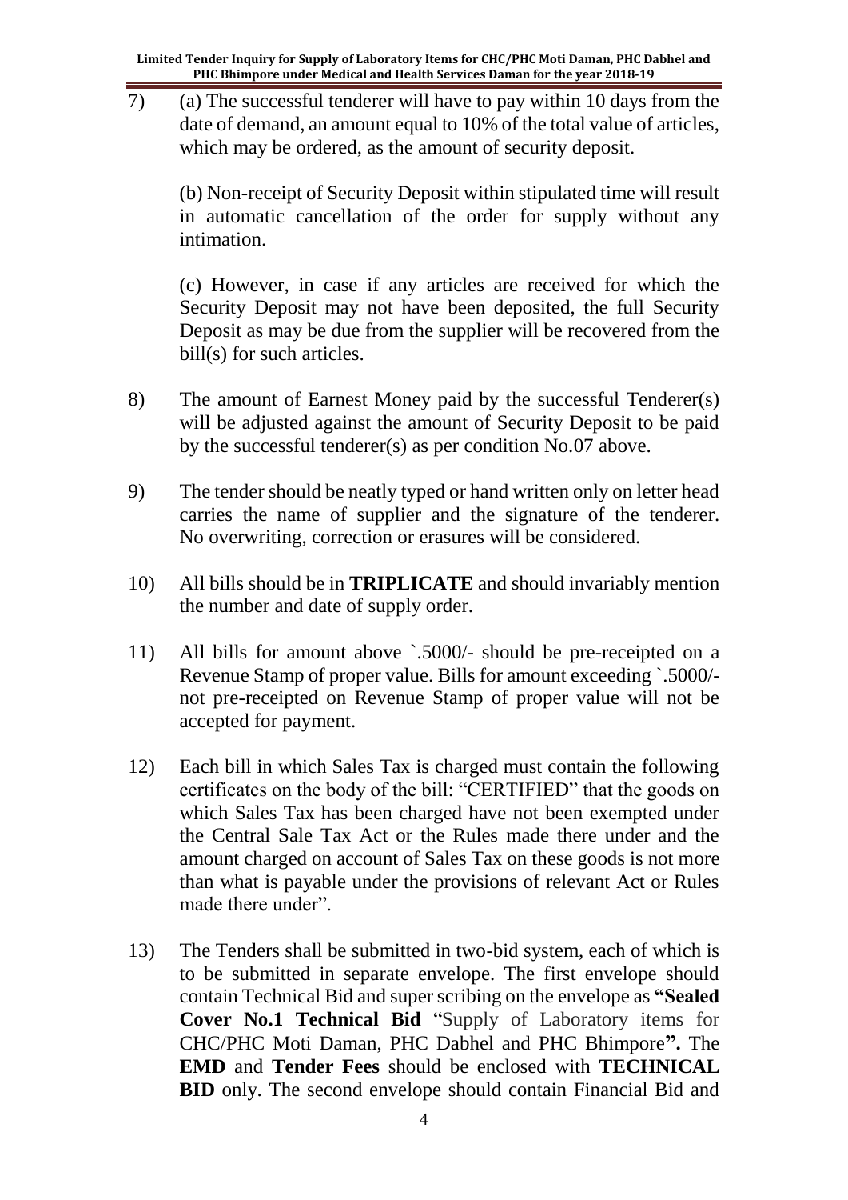7) (a) The successful tenderer will have to pay within 10 days from the date of demand, an amount equal to 10% of the total value of articles, which may be ordered, as the amount of security deposit.

   (b) Non-receipt of Security Deposit within stipulated time will result in automatic cancellation of the order for supply without any intimation.

   (c) However, in case if any articles are received for which the Security Deposit may not have been deposited, the full Security Deposit as may be due from the supplier will be recovered from the bill(s) for such articles.

8) The amount of Earnest Money paid by the successful Tenderer(s) will be adjusted against the amount of Security Deposit to be paid by the successful tenderer(s) as per condition No.07 above.

9) The tender should be neatly typed or hand written only on letter head carries the name of supplier and the signature of the tenderer. No overwriting, correction or erasures will be considered.

10) All bills should be in **TRIPLICATE** and should invariably mention the number and date of supply order.

11) All bills for amount above `.5000/- should be pre-receipted on a Revenue Stamp of proper value. Bills for amount exceeding `.5000/- not pre-receipted on Revenue Stamp of proper value will not be accepted for payment.

12) Each bill in which Sales Tax is charged must contain the following certificates on the body of the bill: "CERTIFIED" that the goods on which Sales Tax has been charged have not been exempted under the Central Sale Tax Act or the Rules made there under and the amount charged on account of Sales Tax on these goods is not more than what is payable under the provisions of relevant Act or Rules made there under".

13) The Tenders shall be submitted in two-bid system, each of which is to be submitted in separate envelope. The first envelope should contain Technical Bid and super scribing on the envelope as **"Sealed Cover No.1 Technical Bid** "Supply of Laboratory items for CHC/PHC Moti Daman, PHC Dabhel and PHC Bhimpore**".** The **EMD** and **Tender Fees** should be enclosed with **TECHNICAL BID** only. The second envelope should contain Financial Bid and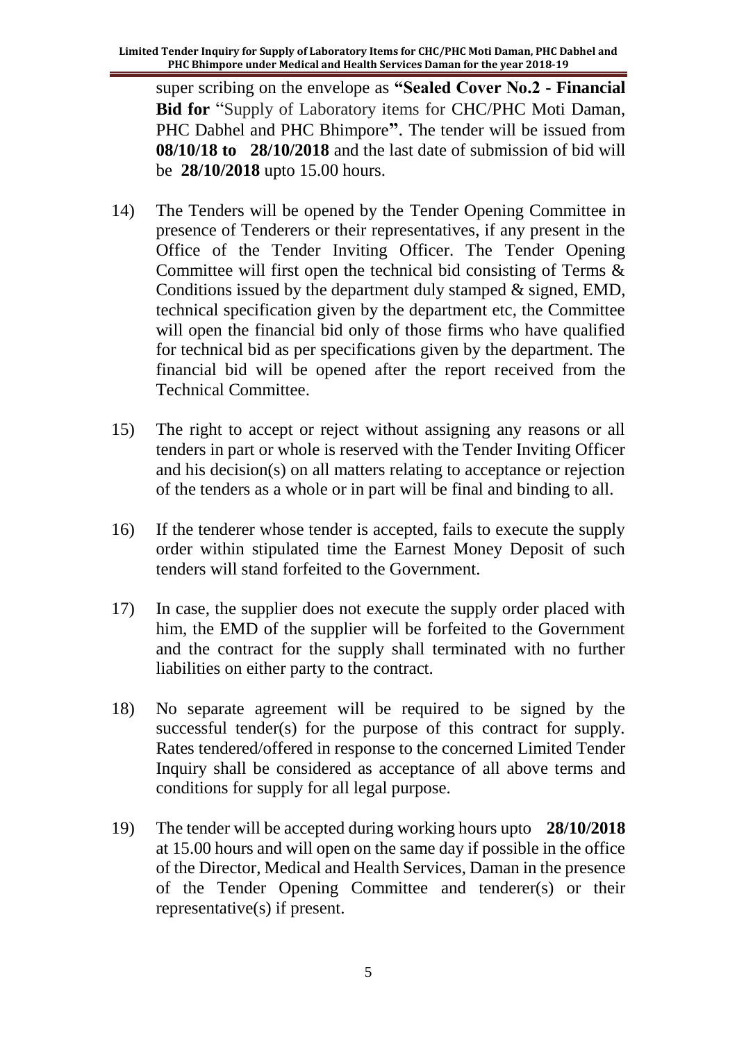super scribing on the envelope as **"Sealed Cover No.2 - Financial Bid for** "Supply of Laboratory items for CHC/PHC Moti Daman, PHC Dabhel and PHC Bhimpore**"**. The tender will be issued from **08/10/18 to 28/10/2018** and the last date of submission of bid will be **28/10/2018** upto 15.00 hours.

14) The Tenders will be opened by the Tender Opening Committee in presence of Tenderers or their representatives, if any present in the Office of the Tender Inviting Officer. The Tender Opening Committee will first open the technical bid consisting of Terms & Conditions issued by the department duly stamped & signed, EMD, technical specification given by the department etc, the Committee will open the financial bid only of those firms who have qualified for technical bid as per specifications given by the department. The financial bid will be opened after the report received from the Technical Committee.

15) The right to accept or reject without assigning any reasons or all tenders in part or whole is reserved with the Tender Inviting Officer and his decision(s) on all matters relating to acceptance or rejection of the tenders as a whole or in part will be final and binding to all.

16) If the tenderer whose tender is accepted, fails to execute the supply order within stipulated time the Earnest Money Deposit of such tenders will stand forfeited to the Government.

17) In case, the supplier does not execute the supply order placed with him, the EMD of the supplier will be forfeited to the Government and the contract for the supply shall terminated with no further liabilities on either party to the contract.

18) No separate agreement will be required to be signed by the successful tender(s) for the purpose of this contract for supply. Rates tendered/offered in response to the concerned Limited Tender Inquiry shall be considered as acceptance of all above terms and conditions for supply for all legal purpose.

19) The tender will be accepted during working hours upto **28/10/2018** at 15.00 hours and will open on the same day if possible in the office of the Director, Medical and Health Services, Daman in the presence of the Tender Opening Committee and tenderer(s) or their representative(s) if present.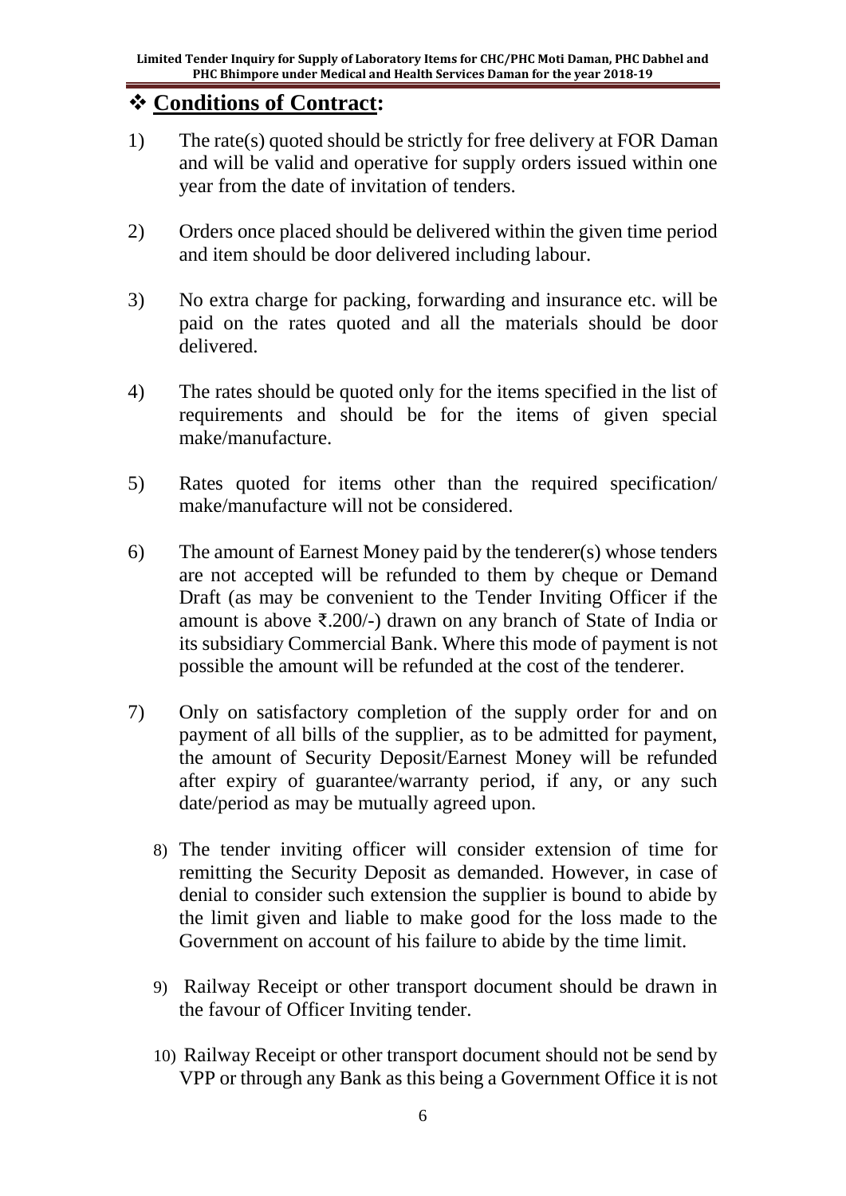## ❖ **Conditions of Contract:**

1) The rate(s) quoted should be strictly for free delivery at FOR Daman and will be valid and operative for supply orders issued within one year from the date of invitation of tenders.

2) Orders once placed should be delivered within the given time period and item should be door delivered including labour.

3) No extra charge for packing, forwarding and insurance etc. will be paid on the rates quoted and all the materials should be door delivered.

4) The rates should be quoted only for the items specified in the list of requirements and should be for the items of given special make/manufacture.

5) Rates quoted for items other than the required specification/ make/manufacture will not be considered.

6) The amount of Earnest Money paid by the tenderer(s) whose tenders are not accepted will be refunded to them by cheque or Demand Draft (as may be convenient to the Tender Inviting Officer if the amount is above ₹.200/-) drawn on any branch of State of India or its subsidiary Commercial Bank. Where this mode of payment is not possible the amount will be refunded at the cost of the tenderer.

7) Only on satisfactory completion of the supply order for and on payment of all bills of the supplier, as to be admitted for payment, the amount of Security Deposit/Earnest Money will be refunded after expiry of guarantee/warranty period, if any, or any such date/period as may be mutually agreed upon.

8) The tender inviting officer will consider extension of time for remitting the Security Deposit as demanded. However, in case of denial to consider such extension the supplier is bound to abide by the limit given and liable to make good for the loss made to the Government on account of his failure to abide by the time limit.

9) Railway Receipt or other transport document should be drawn in the favour of Officer Inviting tender.

10) Railway Receipt or other transport document should not be send by VPP or through any Bank as this being a Government Office it is not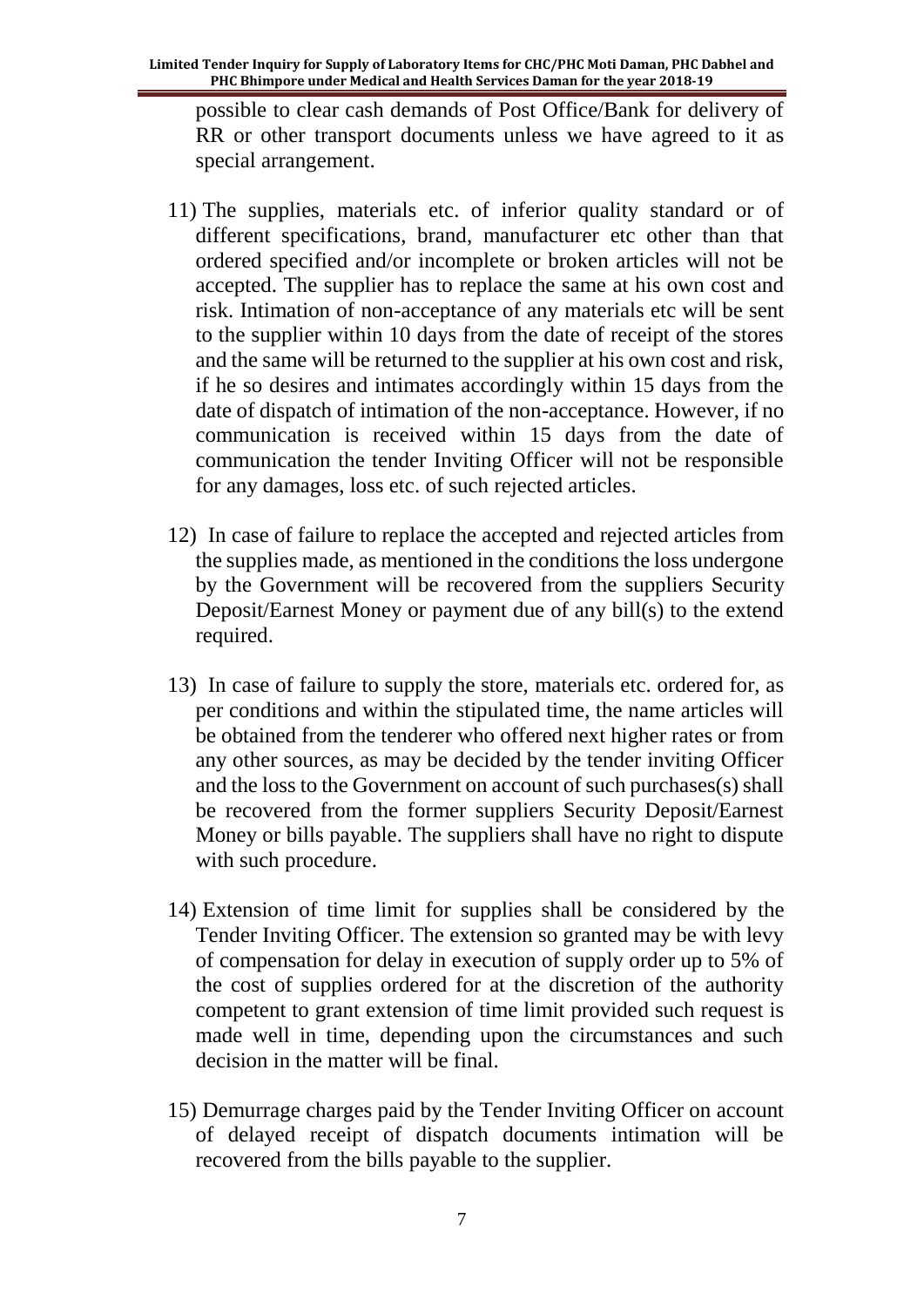possible to clear cash demands of Post Office/Bank for delivery of RR or other transport documents unless we have agreed to it as special arrangement.

11) The supplies, materials etc. of inferior quality standard or of different specifications, brand, manufacturer etc other than that ordered specified and/or incomplete or broken articles will not be accepted. The supplier has to replace the same at his own cost and risk. Intimation of non-acceptance of any materials etc will be sent to the supplier within 10 days from the date of receipt of the stores and the same will be returned to the supplier at his own cost and risk, if he so desires and intimates accordingly within 15 days from the date of dispatch of intimation of the non-acceptance. However, if no communication is received within 15 days from the date of communication the tender Inviting Officer will not be responsible for any damages, loss etc. of such rejected articles.

12) In case of failure to replace the accepted and rejected articles from the supplies made, as mentioned in the conditions the loss undergone by the Government will be recovered from the suppliers Security Deposit/Earnest Money or payment due of any bill(s) to the extend required.

13) In case of failure to supply the store, materials etc. ordered for, as per conditions and within the stipulated time, the name articles will be obtained from the tenderer who offered next higher rates or from any other sources, as may be decided by the tender inviting Officer and the loss to the Government on account of such purchases(s) shall be recovered from the former suppliers Security Deposit/Earnest Money or bills payable. The suppliers shall have no right to dispute with such procedure.

14) Extension of time limit for supplies shall be considered by the Tender Inviting Officer. The extension so granted may be with levy of compensation for delay in execution of supply order up to 5% of the cost of supplies ordered for at the discretion of the authority competent to grant extension of time limit provided such request is made well in time, depending upon the circumstances and such decision in the matter will be final.

15) Demurrage charges paid by the Tender Inviting Officer on account of delayed receipt of dispatch documents intimation will be recovered from the bills payable to the supplier.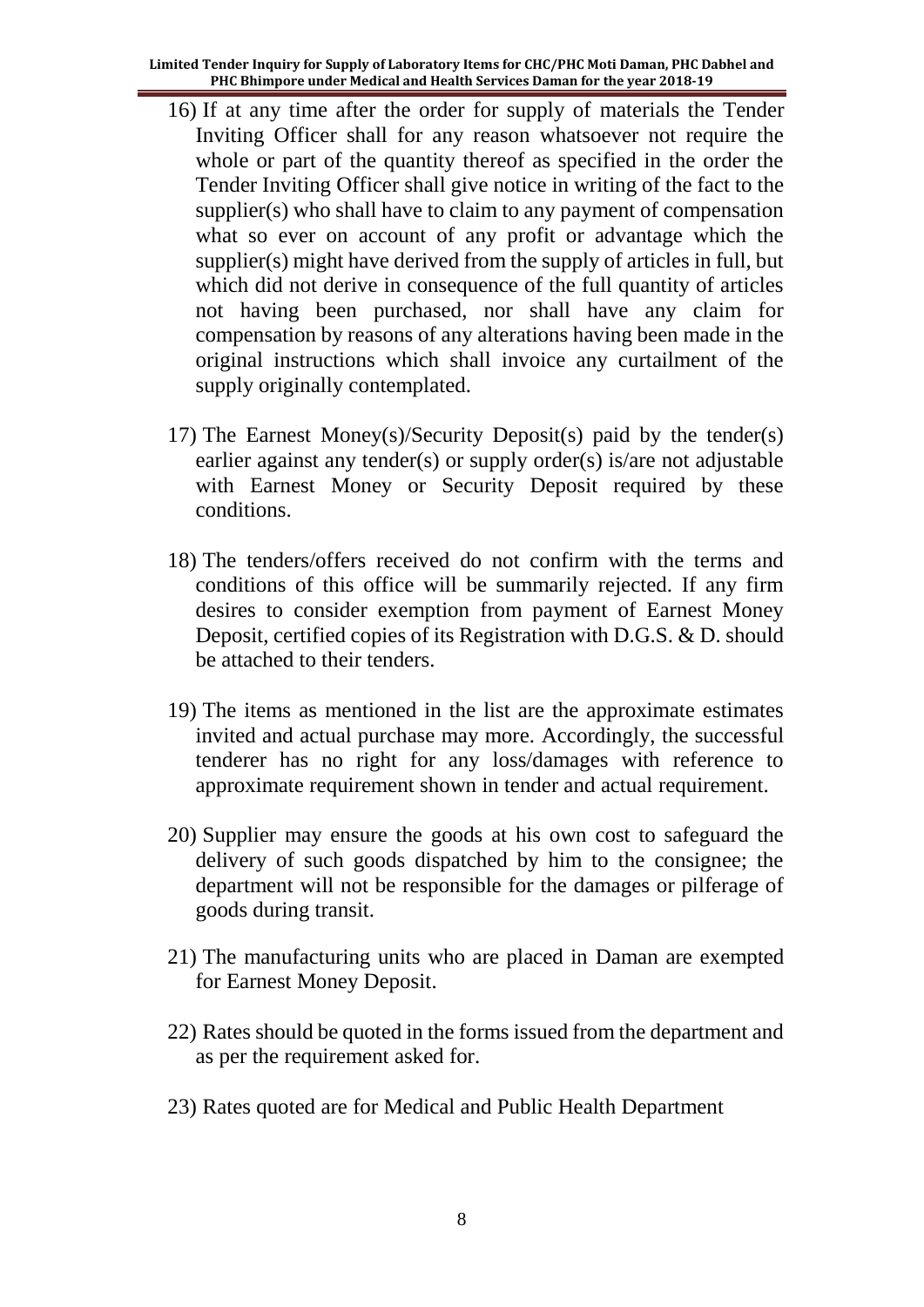16) If at any time after the order for supply of materials the Tender Inviting Officer shall for any reason whatsoever not require the whole or part of the quantity thereof as specified in the order the Tender Inviting Officer shall give notice in writing of the fact to the supplier(s) who shall have to claim to any payment of compensation what so ever on account of any profit or advantage which the supplier(s) might have derived from the supply of articles in full, but which did not derive in consequence of the full quantity of articles not having been purchased, nor shall have any claim for compensation by reasons of any alterations having been made in the original instructions which shall invoice any curtailment of the supply originally contemplated.

17) The Earnest Money(s)/Security Deposit(s) paid by the tender(s) earlier against any tender(s) or supply order(s) is/are not adjustable with Earnest Money or Security Deposit required by these conditions.

18) The tenders/offers received do not confirm with the terms and conditions of this office will be summarily rejected. If any firm desires to consider exemption from payment of Earnest Money Deposit, certified copies of its Registration with D.G.S. & D. should be attached to their tenders.

19) The items as mentioned in the list are the approximate estimates invited and actual purchase may more. Accordingly, the successful tenderer has no right for any loss/damages with reference to approximate requirement shown in tender and actual requirement.

20) Supplier may ensure the goods at his own cost to safeguard the delivery of such goods dispatched by him to the consignee; the department will not be responsible for the damages or pilferage of goods during transit.

21) The manufacturing units who are placed in Daman are exempted for Earnest Money Deposit.

22) Rates should be quoted in the forms issued from the department and as per the requirement asked for.

23) Rates quoted are for Medical and Public Health Department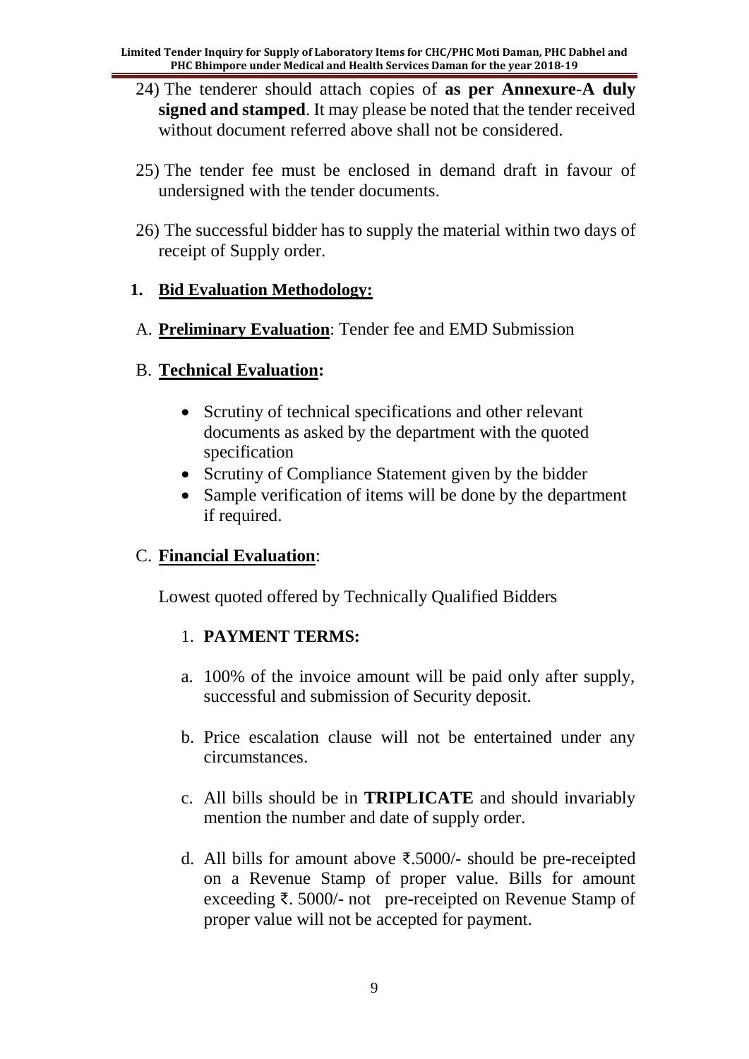24) The tenderer should attach copies of **as per Annexure-A duly signed and stamped**. It may please be noted that the tender received without document referred above shall not be considered.

25) The tender fee must be enclosed in demand draft in favour of undersigned with the tender documents.

26) The successful bidder has to supply the material within two days of receipt of Supply order.

1. **Bid Evaluation Methodology:**

A. **Preliminary Evaluation**: Tender fee and EMD Submission

B. **Technical Evaluation:**

- Scrutiny of technical specifications and other relevant documents as asked by the department with the quoted specification
- Scrutiny of Compliance Statement given by the bidder
- Sample verification of items will be done by the department if required.

C. **Financial Evaluation**:

Lowest quoted offered by Technically Qualified Bidders

1. **PAYMENT TERMS:**

a. 100% of the invoice amount will be paid only after supply, successful and submission of Security deposit.

b. Price escalation clause will not be entertained under any circumstances.

c. All bills should be in **TRIPLICATE** and should invariably mention the number and date of supply order.

d. All bills for amount above ₹.5000/- should be pre-receipted on a Revenue Stamp of proper value. Bills for amount exceeding ₹. 5000/- not pre-receipted on Revenue Stamp of proper value will not be accepted for payment.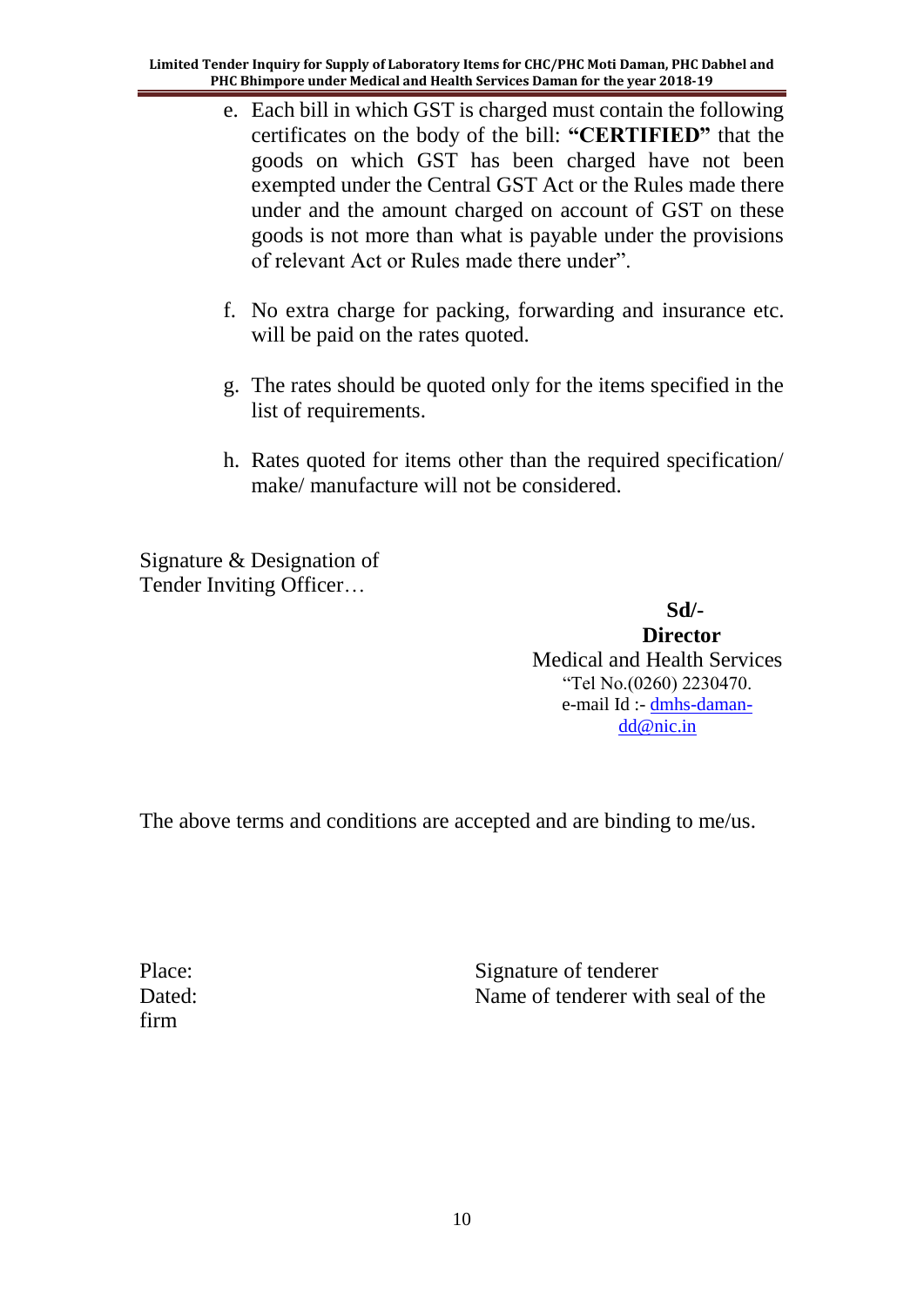e. Each bill in which GST is charged must contain the following certificates on the body of the bill: **"CERTIFIED"** that the goods on which GST has been charged have not been exempted under the Central GST Act or the Rules made there under and the amount charged on account of GST on these goods is not more than what is payable under the provisions of relevant Act or Rules made there under".

f. No extra charge for packing, forwarding and insurance etc. will be paid on the rates quoted.

g. The rates should be quoted only for the items specified in the list of requirements.

h. Rates quoted for items other than the required specification/ make/ manufacture will not be considered.

Signature & Designation of
Tender Inviting Officer…

**Sd/-**
**Director**
Medical and Health Services
"Tel No.(0260) 2230470.
e-mail Id :- dmhs-daman-dd@nic.in

The above terms and conditions are accepted and are binding to me/us.

Place: Signature of tenderer
Dated: Name of tenderer with seal of the firm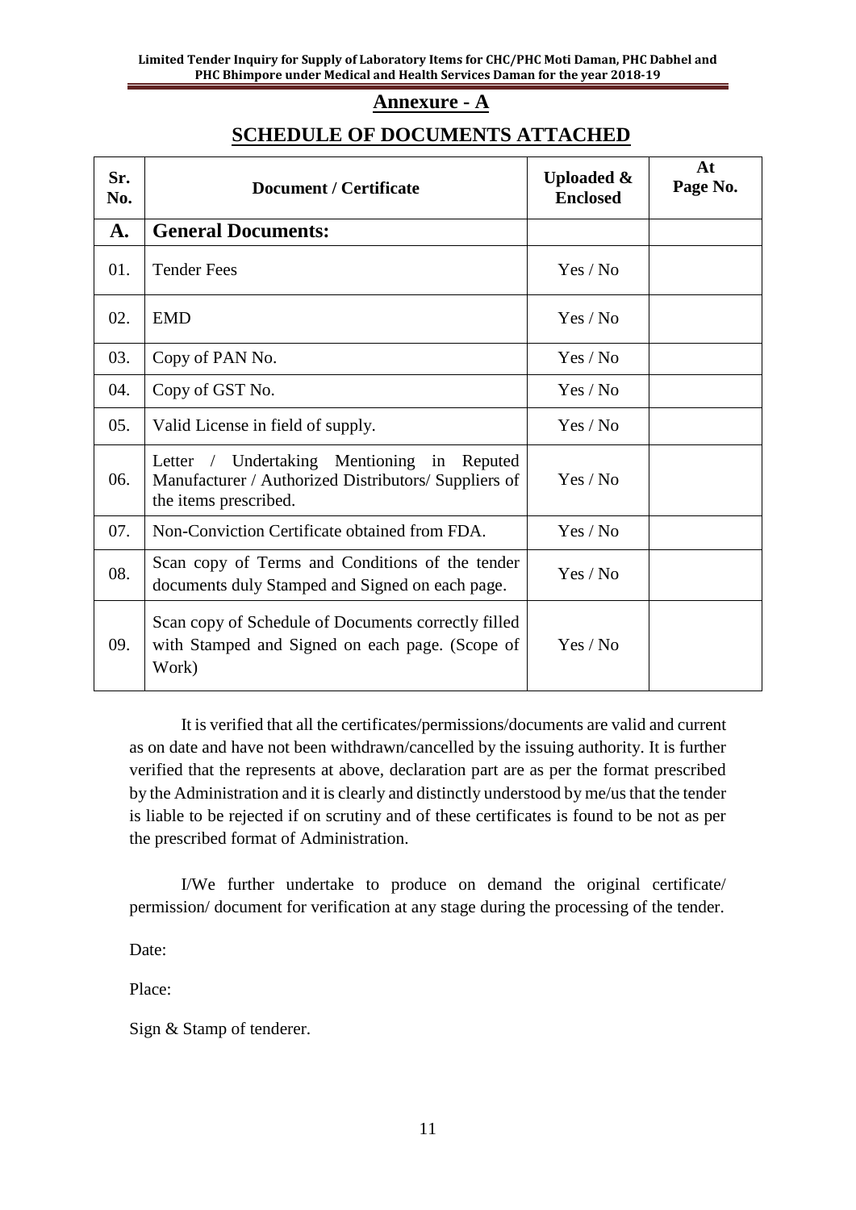## Annexure - A

## SCHEDULE OF DOCUMENTS ATTACHED

| Sr. No. | Document / Certificate | Uploaded & Enclosed | At Page No. |
|---|---|---|---|
| **A.** | **General Documents:** | | |
| 01. | Tender Fees | Yes / No | |
| 02. | EMD | Yes / No | |
| 03. | Copy of PAN No. | Yes / No | |
| 04. | Copy of GST No. | Yes / No | |
| 05. | Valid License in field of supply. | Yes / No | |
| 06. | Letter / Undertaking Mentioning in Reputed Manufacturer / Authorized Distributors/ Suppliers of the items prescribed. | Yes / No | |
| 07. | Non-Conviction Certificate obtained from FDA. | Yes / No | |
| 08. | Scan copy of Terms and Conditions of the tender documents duly Stamped and Signed on each page. | Yes / No | |
| 09. | Scan copy of Schedule of Documents correctly filled with Stamped and Signed on each page. (Scope of Work) | Yes / No | |

It is verified that all the certificates/permissions/documents are valid and current as on date and have not been withdrawn/cancelled by the issuing authority. It is further verified that the represents at above, declaration part are as per the format prescribed by the Administration and it is clearly and distinctly understood by me/us that the tender is liable to be rejected if on scrutiny and of these certificates is found to be not as per the prescribed format of Administration.

I/We further undertake to produce on demand the original certificate/ permission/ document for verification at any stage during the processing of the tender.

Date:

Place:

Sign & Stamp of tenderer.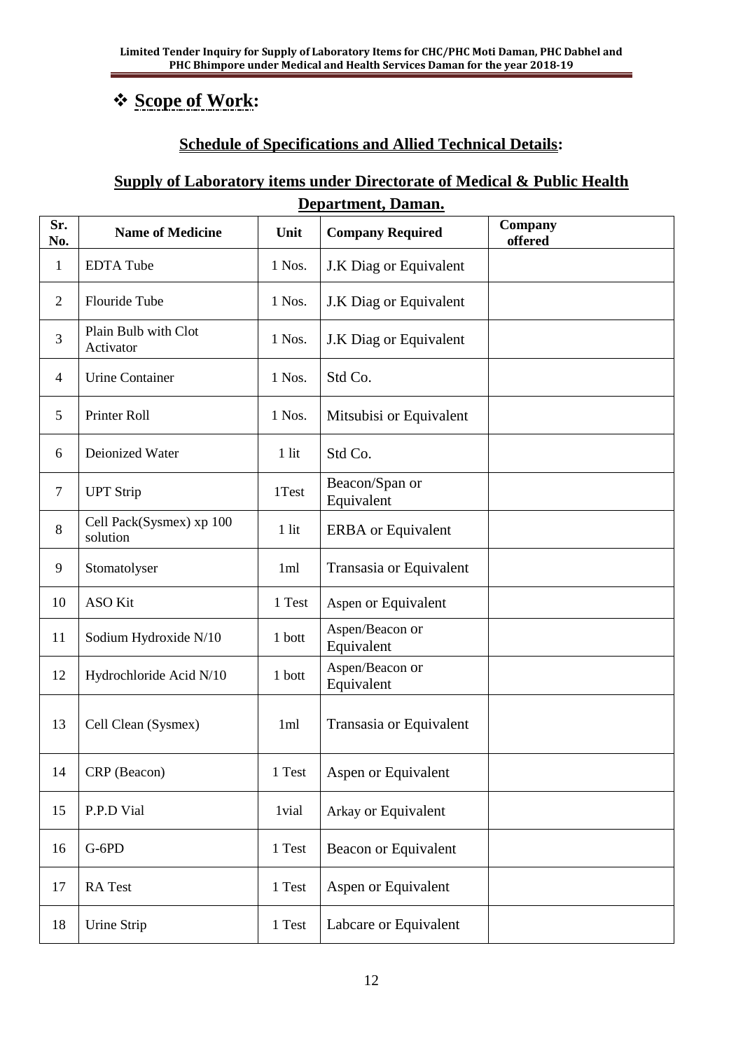## ❖ Scope of Work:

### Schedule of Specifications and Allied Technical Details:

### Supply of Laboratory items under Directorate of Medical & Public Health Department, Daman.

| Sr. No. | Name of Medicine | Unit | Company Required | Company offered |
|---|---|---|---|---|
| 1 | EDTA Tube | 1 Nos. | J.K Diag or Equivalent | |
| 2 | Flouride Tube | 1 Nos. | J.K Diag or Equivalent | |
| 3 | Plain Bulb with Clot Activator | 1 Nos. | J.K Diag or Equivalent | |
| 4 | Urine Container | 1 Nos. | Std Co. | |
| 5 | Printer Roll | 1 Nos. | Mitsubisi or Equivalent | |
| 6 | Deionized Water | 1 lit | Std Co. | |
| 7 | UPT Strip | 1Test | Beacon/Span or Equivalent | |
| 8 | Cell Pack(Sysmex) xp 100 solution | 1 lit | ERBA or Equivalent | |
| 9 | Stomatolyser | 1ml | Transasia or Equivalent | |
| 10 | ASO Kit | 1 Test | Aspen or Equivalent | |
| 11 | Sodium Hydroxide N/10 | 1 bott | Aspen/Beacon or Equivalent | |
| 12 | Hydrochloride Acid N/10 | 1 bott | Aspen/Beacon or Equivalent | |
| 13 | Cell Clean (Sysmex) | 1ml | Transasia or Equivalent | |
| 14 | CRP (Beacon) | 1 Test | Aspen or Equivalent | |
| 15 | P.P.D Vial | 1vial | Arkay or Equivalent | |
| 16 | G-6PD | 1 Test | Beacon or Equivalent | |
| 17 | RA Test | 1 Test | Aspen or Equivalent | |
| 18 | Urine Strip | 1 Test | Labcare or Equivalent | |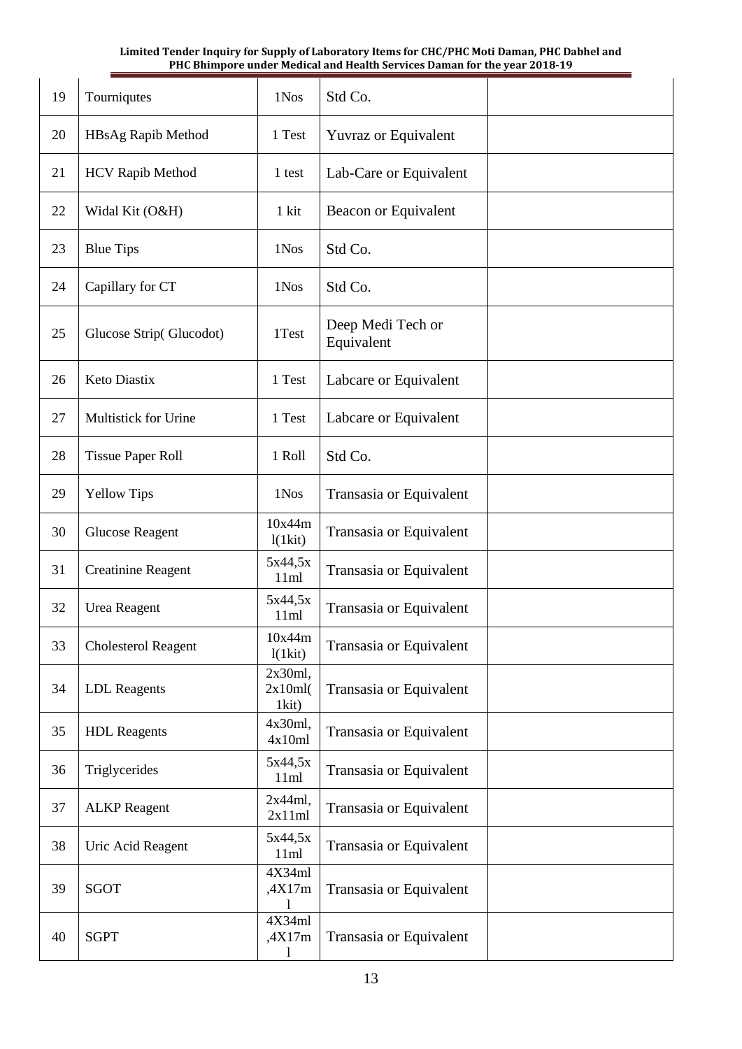| 19 | Tourniqutes | 1Nos | Std Co. | |
|---|---|---|---|---|
| 20 | HBsAg Rapib Method | 1 Test | Yuvraz or Equivalent | |
| 21 | HCV Rapib Method | 1 test | Lab-Care or Equivalent | |
| 22 | Widal Kit (O&H) | 1 kit | Beacon or Equivalent | |
| 23 | Blue Tips | 1Nos | Std Co. | |
| 24 | Capillary for CT | 1Nos | Std Co. | |
| 25 | Glucose Strip( Glucodot) | 1Test | Deep Medi Tech or Equivalent | |
| 26 | Keto Diastix | 1 Test | Labcare or Equivalent | |
| 27 | Multistick for Urine | 1 Test | Labcare or Equivalent | |
| 28 | Tissue Paper Roll | 1 Roll | Std Co. | |
| 29 | Yellow Tips | 1Nos | Transasia or Equivalent | |
| 30 | Glucose Reagent | 10x44ml(1kit) | Transasia or Equivalent | |
| 31 | Creatinine Reagent | 5x44,5x11ml | Transasia or Equivalent | |
| 32 | Urea Reagent | 5x44,5x11ml | Transasia or Equivalent | |
| 33 | Cholesterol Reagent | 10x44ml(1kit) | Transasia or Equivalent | |
| 34 | LDL Reagents | 2x30ml, 2x10ml(1kit) | Transasia or Equivalent | |
| 35 | HDL Reagents | 4x30ml, 4x10ml | Transasia or Equivalent | |
| 36 | Triglycerides | 5x44,5x11ml | Transasia or Equivalent | |
| 37 | ALKP Reagent | 2x44ml, 2x11ml | Transasia or Equivalent | |
| 38 | Uric Acid Reagent | 5x44,5x11ml | Transasia or Equivalent | |
| 39 | SGOT | 4X34ml,4X17ml | Transasia or Equivalent | |
| 40 | SGPT | 4X34ml,4X17ml | Transasia or Equivalent | |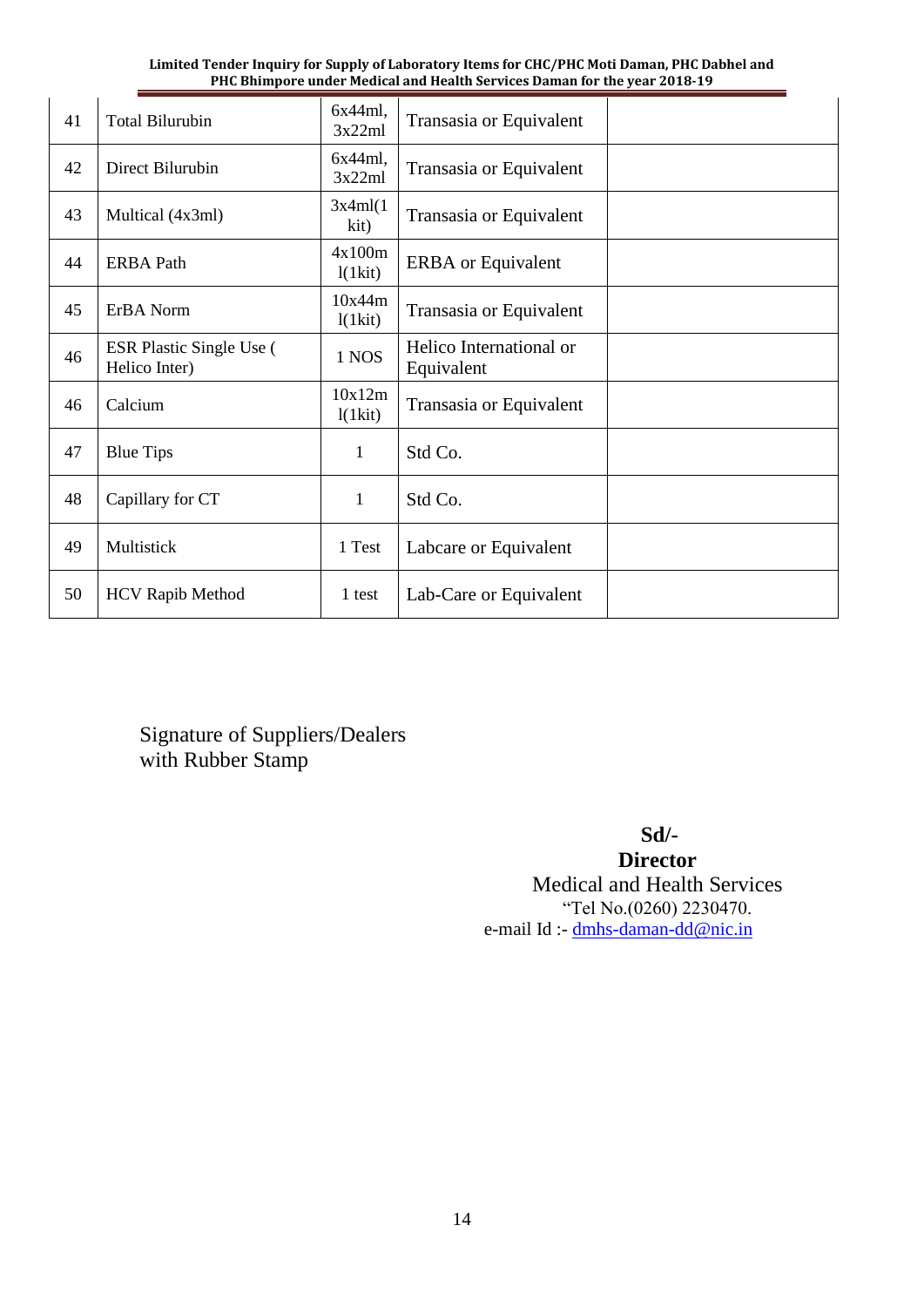| 41 | Total Bilurubin | 6x44ml, 3x22ml | Transasia or Equivalent | |
|---|---|---|---|---|
| 42 | Direct Bilurubin | 6x44ml, 3x22ml | Transasia or Equivalent | |
| 43 | Multical (4x3ml) | 3x4ml(1 kit) | Transasia or Equivalent | |
| 44 | ERBA Path | 4x100ml(1kit) | ERBA or Equivalent | |
| 45 | ErBA Norm | 10x44ml(1kit) | Transasia or Equivalent | |
| 46 | ESR Plastic Single Use ( Helico Inter) | 1 NOS | Helico International or Equivalent | |
| 46 | Calcium | 10x12ml(1kit) | Transasia or Equivalent | |
| 47 | Blue Tips | 1 | Std Co. | |
| 48 | Capillary for CT | 1 | Std Co. | |
| 49 | Multistick | 1 Test | Labcare or Equivalent | |
| 50 | HCV Rapib Method | 1 test | Lab-Care or Equivalent | |

Signature of Suppliers/Dealers
with Rubber Stamp

**Sd/-**
**Director**
Medical and Health Services
"Tel No.(0260) 2230470.
e-mail Id :- dmhs-daman-dd@nic.in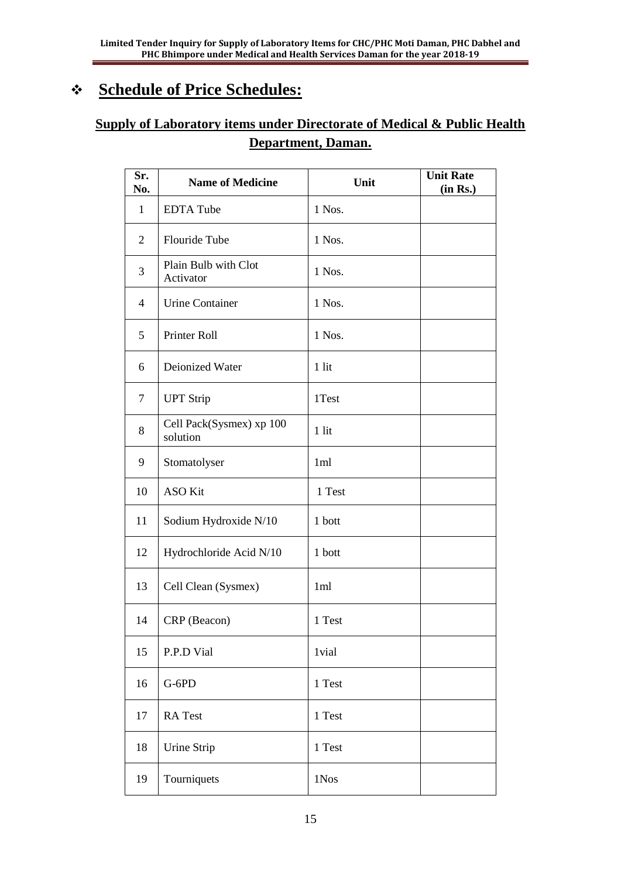## ❖ Schedule of Price Schedules:

### Supply of Laboratory items under Directorate of Medical & Public Health Department, Daman.

| Sr. No. | Name of Medicine | Unit | Unit Rate (in Rs.) |
|---|---|---|---|
| 1 | EDTA Tube | 1 Nos. | |
| 2 | Flouride Tube | 1 Nos. | |
| 3 | Plain Bulb with Clot Activator | 1 Nos. | |
| 4 | Urine Container | 1 Nos. | |
| 5 | Printer Roll | 1 Nos. | |
| 6 | Deionized Water | 1 lit | |
| 7 | UPT Strip | 1Test | |
| 8 | Cell Pack(Sysmex) xp 100 solution | 1 lit | |
| 9 | Stomatolyser | 1ml | |
| 10 | ASO Kit | 1 Test | |
| 11 | Sodium Hydroxide N/10 | 1 bott | |
| 12 | Hydrochloride Acid N/10 | 1 bott | |
| 13 | Cell Clean (Sysmex) | 1ml | |
| 14 | CRP (Beacon) | 1 Test | |
| 15 | P.P.D Vial | 1vial | |
| 16 | G-6PD | 1 Test | |
| 17 | RA Test | 1 Test | |
| 18 | Urine Strip | 1 Test | |
| 19 | Tourniquets | 1Nos | |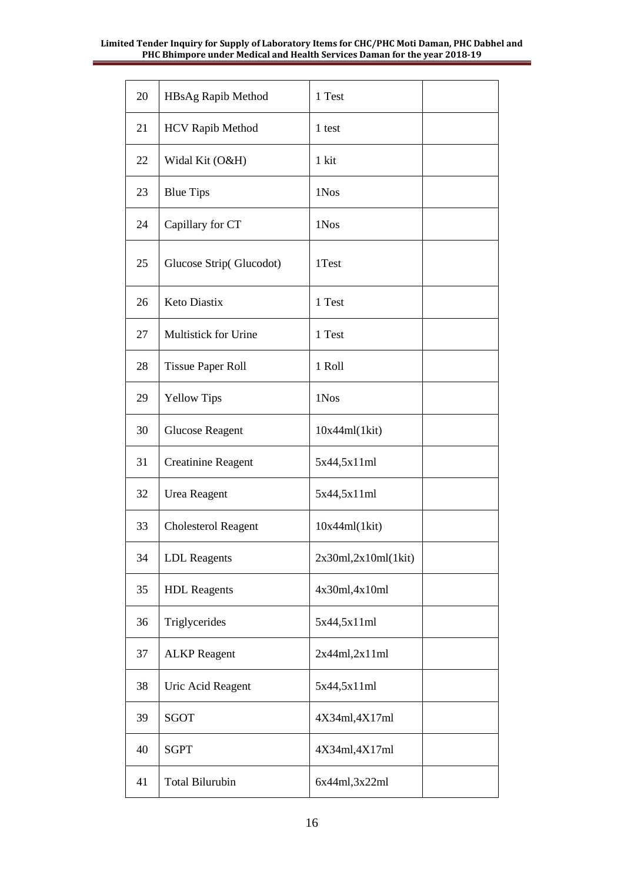| 20 | HBsAg Rapib Method | 1 Test | |
|---|---|---|---|
| 21 | HCV Rapib Method | 1 test | |
| 22 | Widal Kit (O&H) | 1 kit | |
| 23 | Blue Tips | 1Nos | |
| 24 | Capillary for CT | 1Nos | |
| 25 | Glucose Strip( Glucodot) | 1Test | |
| 26 | Keto Diastix | 1 Test | |
| 27 | Multistick for Urine | 1 Test | |
| 28 | Tissue Paper Roll | 1 Roll | |
| 29 | Yellow Tips | 1Nos | |
| 30 | Glucose Reagent | 10x44ml(1kit) | |
| 31 | Creatinine Reagent | 5x44,5x11ml | |
| 32 | Urea Reagent | 5x44,5x11ml | |
| 33 | Cholesterol Reagent | 10x44ml(1kit) | |
| 34 | LDL Reagents | 2x30ml,2x10ml(1kit) | |
| 35 | HDL Reagents | 4x30ml,4x10ml | |
| 36 | Triglycerides | 5x44,5x11ml | |
| 37 | ALKP Reagent | 2x44ml,2x11ml | |
| 38 | Uric Acid Reagent | 5x44,5x11ml | |
| 39 | SGOT | 4X34ml,4X17ml | |
| 40 | SGPT | 4X34ml,4X17ml | |
| 41 | Total Bilurubin | 6x44ml,3x22ml | |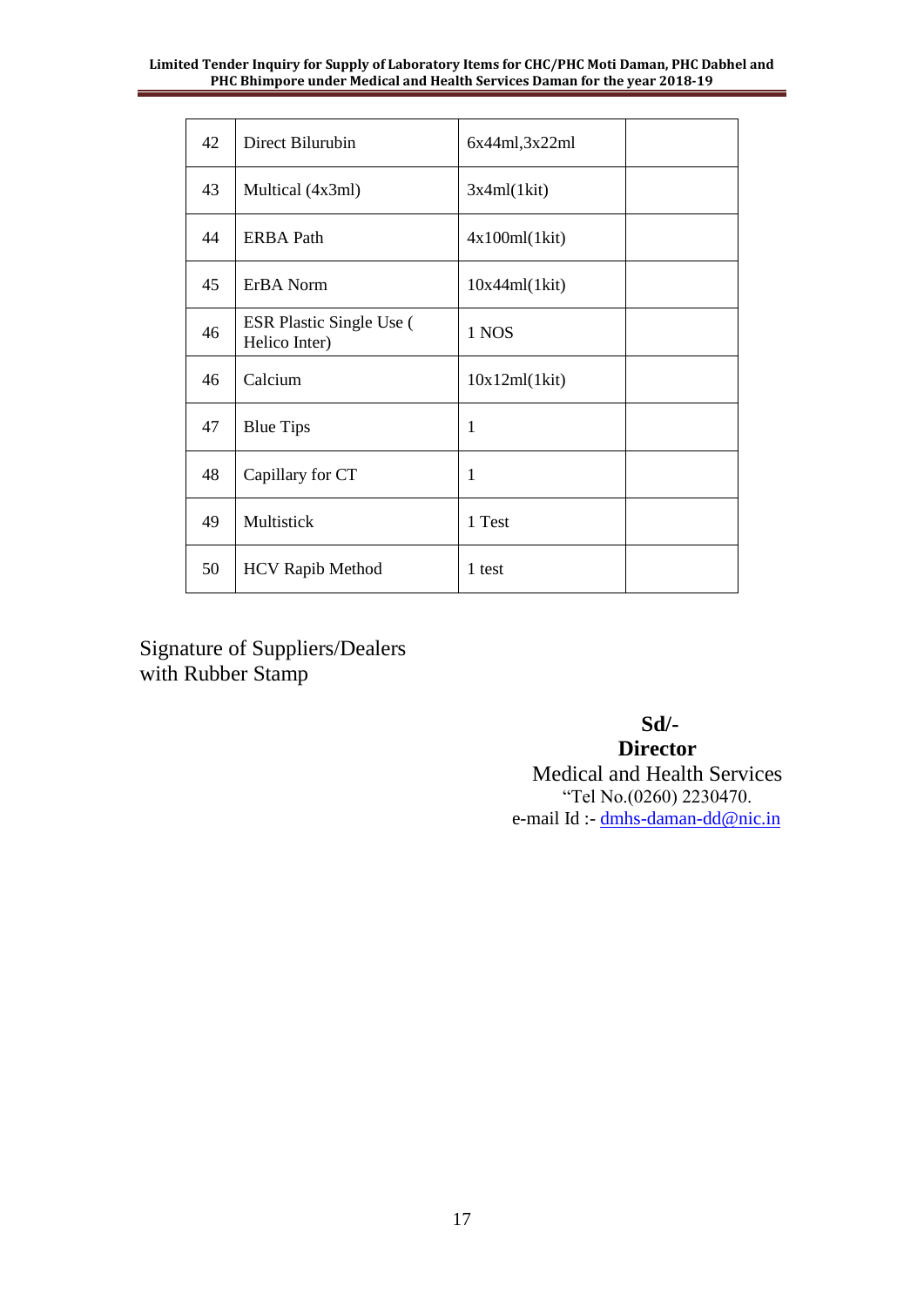| | | | |
|---|---|---|---|
| 42 | Direct Bilurubin | 6x44ml,3x22ml | |
| 43 | Multical (4x3ml) | 3x4ml(1kit) | |
| 44 | ERBA Path | 4x100ml(1kit) | |
| 45 | ErBA Norm | 10x44ml(1kit) | |
| 46 | ESR Plastic Single Use ( Helico Inter) | 1 NOS | |
| 46 | Calcium | 10x12ml(1kit) | |
| 47 | Blue Tips | 1 | |
| 48 | Capillary for CT | 1 | |
| 49 | Multistick | 1 Test | |
| 50 | HCV Rapib Method | 1 test | |

Signature of Suppliers/Dealers
with Rubber Stamp

**Sd/-**
**Director**
Medical and Health Services
"Tel No.(0260) 2230470.
e-mail Id :- dmhs-daman-dd@nic.in